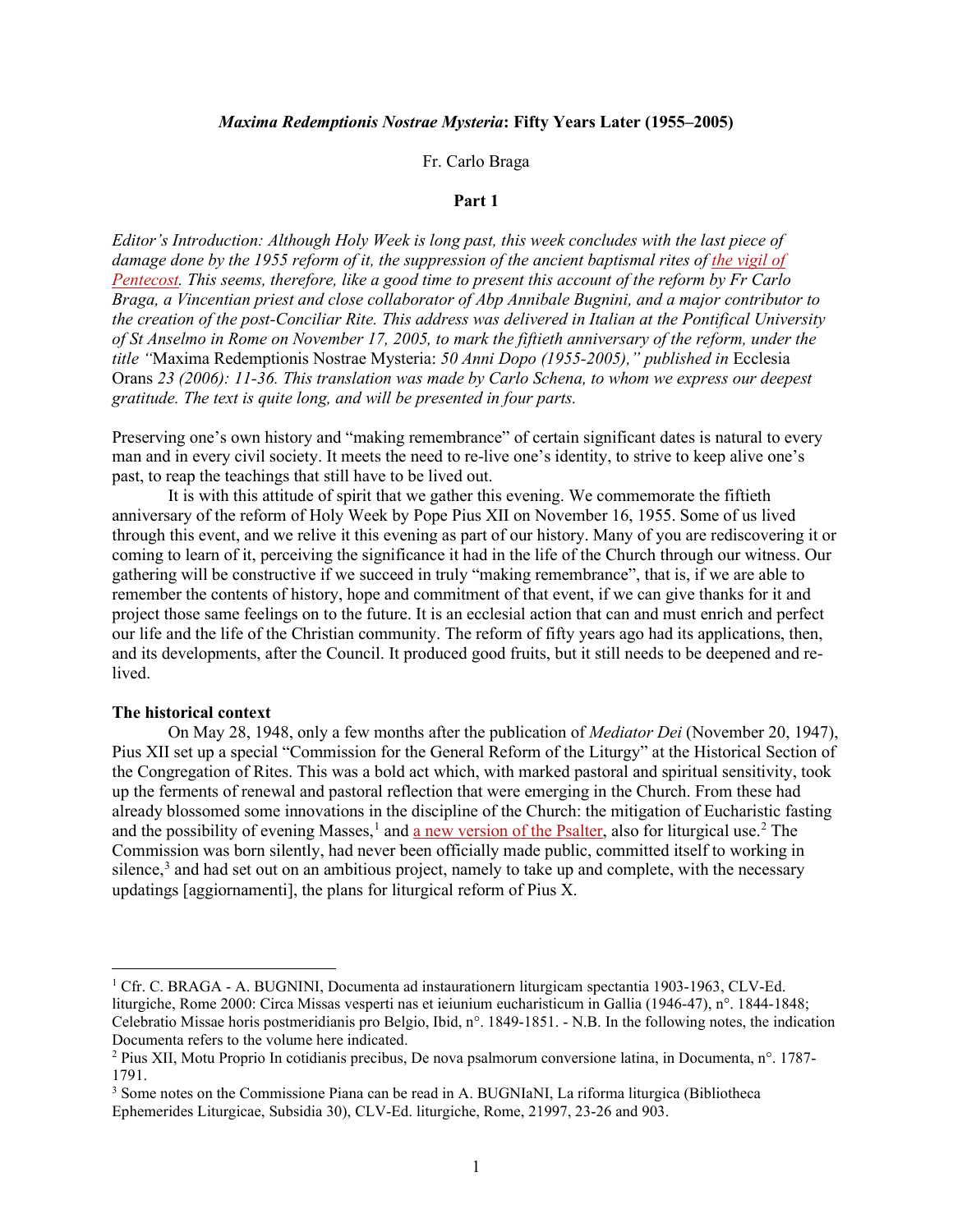### *Maxima Redemptionis Nostrae Mysteria*: Fifty Years Later (1955–2005)

Fr. Carlo Braga

**Part 1**

*Editor's Introduction: Although Holy Week is long past, this week concludes with the last piece of damage done by the 1955 reform of it, the suppression of the ancient baptismal rites of the vigil of Pentecost. This seems, therefore, like a good time to present this account of the reform by Fr Carlo Braga, a Vincentian priest and close collaborator of Abp Annibale Bugnini, and a major contributor to the creation of the post-Conciliar Rite. This address was delivered in Italian at the Pontifical University of St Anselmo in Rome on November 17, 2005, to mark the fiftieth anniversary of the reform, under the title "*Maxima Redemptionis Nostrae Mysteria*: 50 Anni Dopo (1955-2005)," published in* Ecclesia Orans *23 (2006): 11-36. This translation was made by Carlo Schena, to whom we express our deepest gratitude. The text is quite long, and will be presented in four parts.*

Preserving one's own history and "making remembrance" of certain significant dates is natural to every man and in every civil society. It meets the need to re-live one's identity, to strive to keep alive one's past, to reap the teachings that still have to be lived out.

It is with this attitude of spirit that we gather this evening. We commemorate the fiftieth anniversary of the reform of Holy Week by Pope Pius XII on November 16, 1955. Some of us lived through this event, and we relive it this evening as part of our history. Many of you are rediscovering it or coming to learn of it, perceiving the significance it had in the life of the Church through our witness. Our gathering will be constructive if we succeed in truly "making remembrance", that is, if we are able to remember the contents of history, hope and commitment of that event, if we can give thanks for it and project those same feelings on to the future. It is an ecclesial action that can and must enrich and perfect our life and the life of the Christian community. The reform of fifty years ago had its applications, then, and its developments, after the Council. It produced good fruits, but it still needs to be deepened and re-lived.

**The historical context**

On May 28, 1948, only a few months after the publication of *Mediator Dei* (November 20, 1947), Pius XII set up a special "Commission for the General Reform of the Liturgy" at the Historical Section of the Congregation of Rites. This was a bold act which, with marked pastoral and spiritual sensitivity, took up the ferments of renewal and pastoral reflection that were emerging in the Church. From these had already blossomed some innovations in the discipline of the Church: the mitigation of Eucharistic fasting and the possibility of evening Masses,[1] and a new version of the Psalter, also for liturgical use.[2] The Commission was born silently, had never been officially made public, committed itself to working in silence,[3] and had set out on an ambitious project, namely to take up and complete, with the necessary updatings [aggiornamenti], the plans for liturgical reform of Pius X.

---

[1] Cfr. C. BRAGA - A. BUGNINI, Documenta ad instaurationern liturgicam spectantia 1903-1963, CLV-Ed. liturgiche, Rome 2000: Circa Missas vesperti nas et ieiunium eucharisticum in Gallia (1946-47), n°. 1844-1848; Celebratio Missae horis postmeridianis pro Belgio, Ibid, n°. 1849-1851. - N.B. In the following notes, the indication Documenta refers to the volume here indicated.

[2] Pius XII, Motu Proprio In cotidianis precibus, De nova psalmorum conversione latina, in Documenta, n°. 1787-1791.

[3] Some notes on the Commissione Piana can be read in A. BUGNIaNI, La riforma liturgica (Bibliotheca Ephemerides Liturgicae, Subsidia 30), CLV-Ed. liturgiche, Rome, 21997, 23-26 and 903.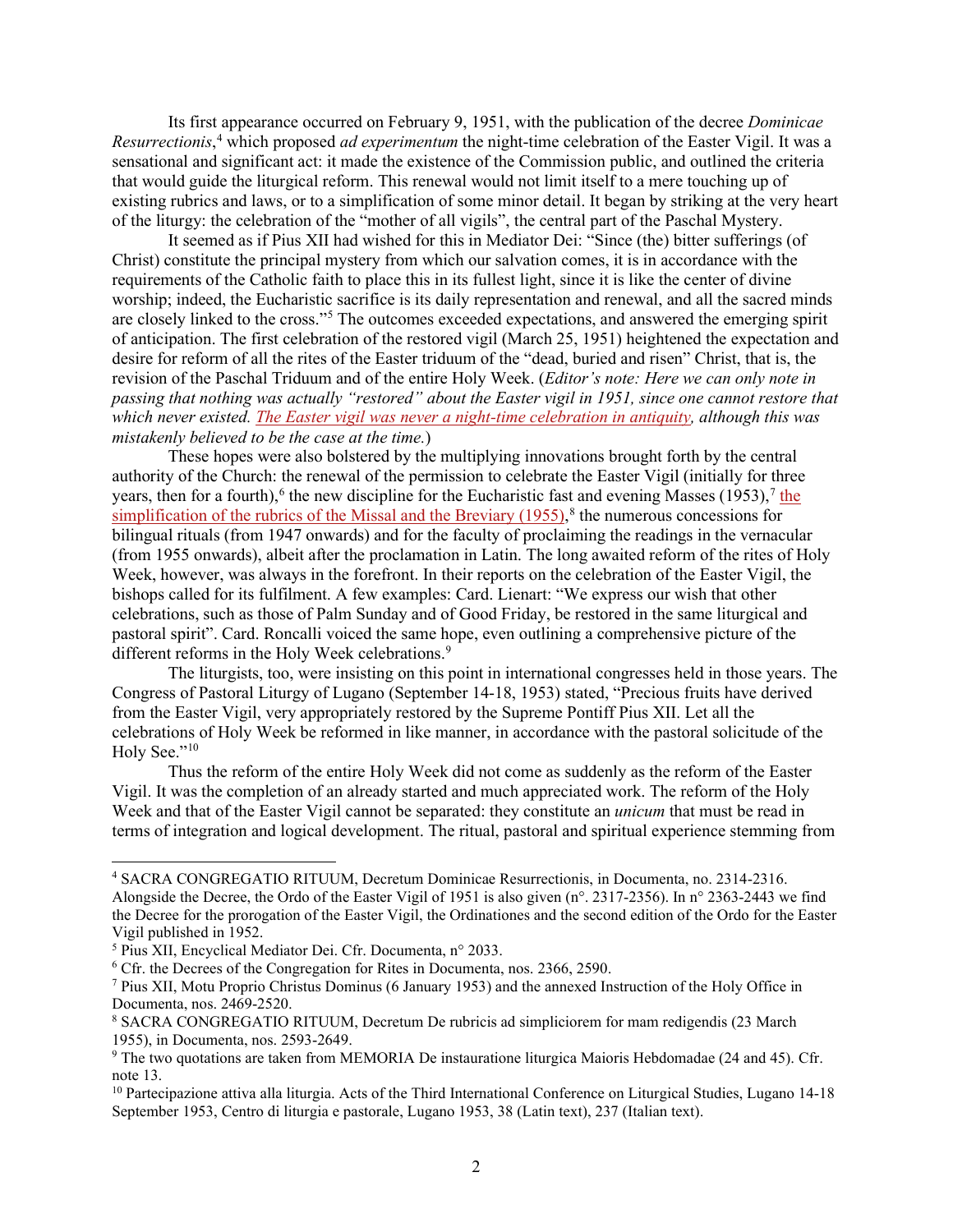Its first appearance occurred on February 9, 1951, with the publication of the decree *Dominicae Resurrectionis*,[4] which proposed *ad experimentum* the night-time celebration of the Easter Vigil. It was a sensational and significant act: it made the existence of the Commission public, and outlined the criteria that would guide the liturgical reform. This renewal would not limit itself to a mere touching up of existing rubrics and laws, or to a simplification of some minor detail. It began by striking at the very heart of the liturgy: the celebration of the "mother of all vigils", the central part of the Paschal Mystery.

It seemed as if Pius XII had wished for this in Mediator Dei: "Since (the) bitter sufferings (of Christ) constitute the principal mystery from which our salvation comes, it is in accordance with the requirements of the Catholic faith to place this in its fullest light, since it is like the center of divine worship; indeed, the Eucharistic sacrifice is its daily representation and renewal, and all the sacred minds are closely linked to the cross."[5] The outcomes exceeded expectations, and answered the emerging spirit of anticipation. The first celebration of the restored vigil (March 25, 1951) heightened the expectation and desire for reform of all the rites of the Easter triduum of the "dead, buried and risen" Christ, that is, the revision of the Paschal Triduum and of the entire Holy Week. (*Editor's note: Here we can only note in passing that nothing was actually "restored" about the Easter vigil in 1951, since one cannot restore that which never existed. The Easter vigil was never a night-time celebration in antiquity, although this was mistakenly believed to be the case at the time.*)

These hopes were also bolstered by the multiplying innovations brought forth by the central authority of the Church: the renewal of the permission to celebrate the Easter Vigil (initially for three years, then for a fourth),[6] the new discipline for the Eucharistic fast and evening Masses (1953),[7] the simplification of the rubrics of the Missal and the Breviary (1955),[8] the numerous concessions for bilingual rituals (from 1947 onwards) and for the faculty of proclaiming the readings in the vernacular (from 1955 onwards), albeit after the proclamation in Latin. The long awaited reform of the rites of Holy Week, however, was always in the forefront. In their reports on the celebration of the Easter Vigil, the bishops called for its fulfilment. A few examples: Card. Lienart: "We express our wish that other celebrations, such as those of Palm Sunday and of Good Friday, be restored in the same liturgical and pastoral spirit". Card. Roncalli voiced the same hope, even outlining a comprehensive picture of the different reforms in the Holy Week celebrations.[9]

The liturgists, too, were insisting on this point in international congresses held in those years. The Congress of Pastoral Liturgy of Lugano (September 14-18, 1953) stated, "Precious fruits have derived from the Easter Vigil, very appropriately restored by the Supreme Pontiff Pius XII. Let all the celebrations of Holy Week be reformed in like manner, in accordance with the pastoral solicitude of the Holy See."[10]

Thus the reform of the entire Holy Week did not come as suddenly as the reform of the Easter Vigil. It was the completion of an already started and much appreciated work. The reform of the Holy Week and that of the Easter Vigil cannot be separated: they constitute an *unicum* that must be read in terms of integration and logical development. The ritual, pastoral and spiritual experience stemming from

---

[4] SACRA CONGREGATIO RITUUM, Decretum Dominicae Resurrectionis, in Documenta, no. 2314-2316. Alongside the Decree, the Ordo of the Easter Vigil of 1951 is also given (n°. 2317-2356). In n° 2363-2443 we find the Decree for the prorogation of the Easter Vigil, the Ordinationes and the second edition of the Ordo for the Easter Vigil published in 1952.

[5] Pius XII, Encyclical Mediator Dei. Cfr. Documenta, n° 2033.

[6] Cfr. the Decrees of the Congregation for Rites in Documenta, nos. 2366, 2590.

[7] Pius XII, Motu Proprio Christus Dominus (6 January 1953) and the annexed Instruction of the Holy Office in Documenta, nos. 2469-2520.

[8] SACRA CONGREGATIO RITUUM, Decretum De rubricis ad simpliciorem for mam redigendis (23 March 1955), in Documenta, nos. 2593-2649.

[9] The two quotations are taken from MEMORIA De instauratione liturgica Maioris Hebdomadae (24 and 45). Cfr. note 13.

[10] Partecipazione attiva alla liturgia. Acts of the Third International Conference on Liturgical Studies, Lugano 14-18 September 1953, Centro di liturgia e pastorale, Lugano 1953, 38 (Latin text), 237 (Italian text).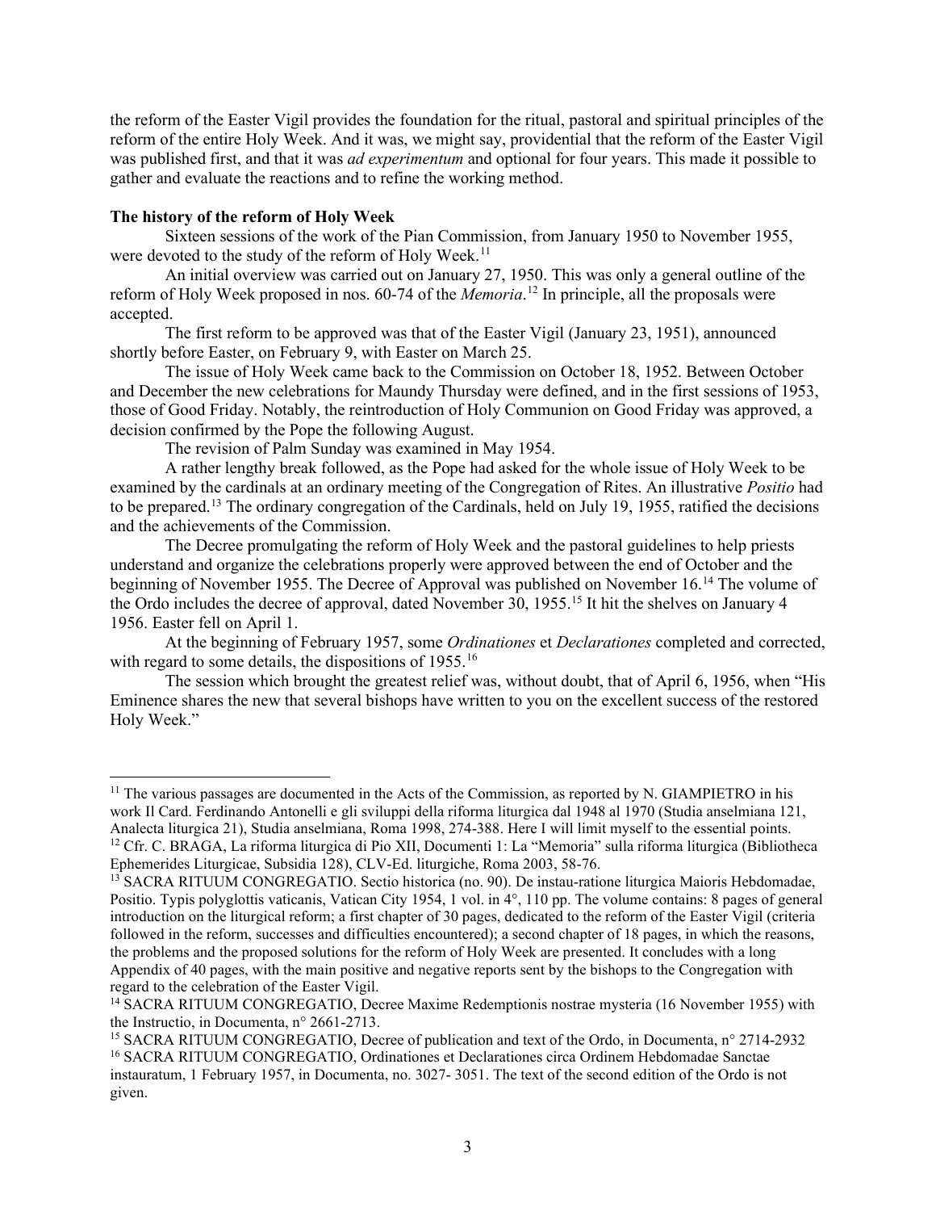the reform of the Easter Vigil provides the foundation for the ritual, pastoral and spiritual principles of the reform of the entire Holy Week. And it was, we might say, providential that the reform of the Easter Vigil was published first, and that it was *ad experimentum* and optional for four years. This made it possible to gather and evaluate the reactions and to refine the working method.

**The history of the reform of Holy Week**

Sixteen sessions of the work of the Pian Commission, from January 1950 to November 1955, were devoted to the study of the reform of Holy Week.[11]

An initial overview was carried out on January 27, 1950. This was only a general outline of the reform of Holy Week proposed in nos. 60-74 of the *Memoria*.[12] In principle, all the proposals were accepted.

The first reform to be approved was that of the Easter Vigil (January 23, 1951), announced shortly before Easter, on February 9, with Easter on March 25.

The issue of Holy Week came back to the Commission on October 18, 1952. Between October and December the new celebrations for Maundy Thursday were defined, and in the first sessions of 1953, those of Good Friday. Notably, the reintroduction of Holy Communion on Good Friday was approved, a decision confirmed by the Pope the following August.

The revision of Palm Sunday was examined in May 1954.

A rather lengthy break followed, as the Pope had asked for the whole issue of Holy Week to be examined by the cardinals at an ordinary meeting of the Congregation of Rites. An illustrative *Positio* had to be prepared.[13] The ordinary congregation of the Cardinals, held on July 19, 1955, ratified the decisions and the achievements of the Commission.

The Decree promulgating the reform of Holy Week and the pastoral guidelines to help priests understand and organize the celebrations properly were approved between the end of October and the beginning of November 1955. The Decree of Approval was published on November 16.[14] The volume of the Ordo includes the decree of approval, dated November 30, 1955.[15] It hit the shelves on January 4 1956. Easter fell on April 1.

At the beginning of February 1957, some *Ordinationes* et *Declarationes* completed and corrected, with regard to some details, the dispositions of 1955.[16]

The session which brought the greatest relief was, without doubt, that of April 6, 1956, when "His Eminence shares the new that several bishops have written to you on the excellent success of the restored Holy Week."

---

[11] The various passages are documented in the Acts of the Commission, as reported by N. GIAMPIETRO in his work Il Card. Ferdinando Antonelli e gli sviluppi della riforma liturgica dal 1948 al 1970 (Studia anselmiana 121, Analecta liturgica 21), Studia anselmiana, Roma 1998, 274-388. Here I will limit myself to the essential points.

[12] Cfr. C. BRAGA, La riforma liturgica di Pio XII, Documenti 1: La "Memoria" sulla riforma liturgica (Bibliotheca Ephemerides Liturgicae, Subsidia 128), CLV-Ed. liturgiche, Roma 2003, 58-76.

[13] SACRA RITUUM CONGREGATIO. Sectio historica (no. 90). De instau-ratione liturgica Maioris Hebdomadae, Positio. Typis polyglottis vaticanis, Vatican City 1954, 1 vol. in 4°, 110 pp. The volume contains: 8 pages of general introduction on the liturgical reform; a first chapter of 30 pages, dedicated to the reform of the Easter Vigil (criteria followed in the reform, successes and difficulties encountered); a second chapter of 18 pages, in which the reasons, the problems and the proposed solutions for the reform of Holy Week are presented. It concludes with a long Appendix of 40 pages, with the main positive and negative reports sent by the bishops to the Congregation with regard to the celebration of the Easter Vigil.

[14] SACRA RITUUM CONGREGATIO, Decree Maxime Redemptionis nostrae mysteria (16 November 1955) with the Instructio, in Documenta, n° 2661-2713.

[15] SACRA RITUUM CONGREGATIO, Decree of publication and text of the Ordo, in Documenta, n° 2714-2932

[16] SACRA RITUUM CONGREGATIO, Ordinationes et Declarationes circa Ordinem Hebdomadae Sanctae instauratum, 1 February 1957, in Documenta, no. 3027- 3051. The text of the second edition of the Ordo is not given.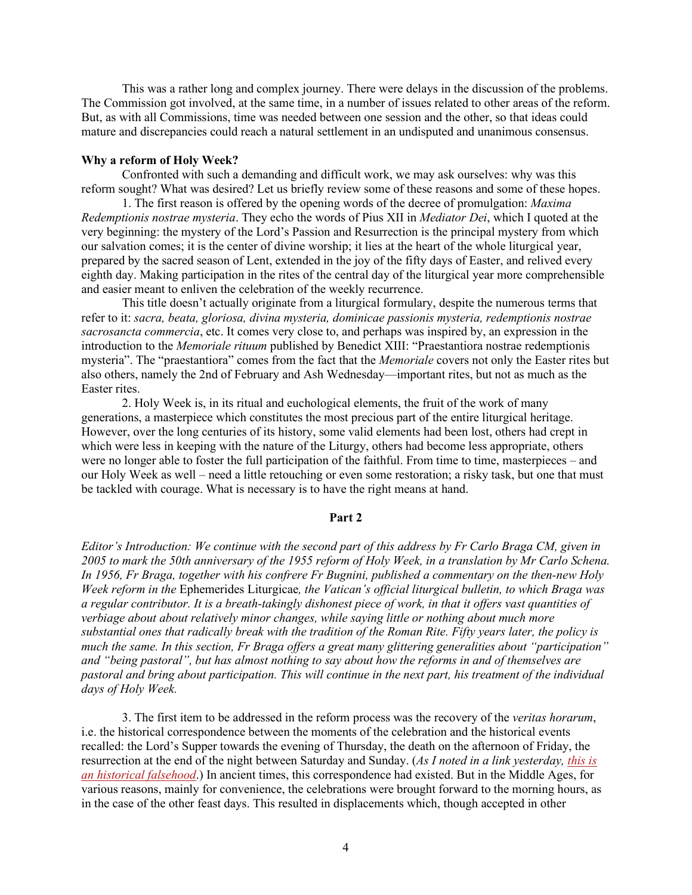This was a rather long and complex journey. There were delays in the discussion of the problems. The Commission got involved, at the same time, in a number of issues related to other areas of the reform. But, as with all Commissions, time was needed between one session and the other, so that ideas could mature and discrepancies could reach a natural settlement in an undisputed and unanimous consensus.

**Why a reform of Holy Week?**

Confronted with such a demanding and difficult work, we may ask ourselves: why was this reform sought? What was desired? Let us briefly review some of these reasons and some of these hopes.

1. The first reason is offered by the opening words of the decree of promulgation: *Maxima Redemptionis nostrae mysteria*. They echo the words of Pius XII in *Mediator Dei*, which I quoted at the very beginning: the mystery of the Lord's Passion and Resurrection is the principal mystery from which our salvation comes; it is the center of divine worship; it lies at the heart of the whole liturgical year, prepared by the sacred season of Lent, extended in the joy of the fifty days of Easter, and relived every eighth day. Making participation in the rites of the central day of the liturgical year more comprehensible and easier meant to enliven the celebration of the weekly recurrence.

This title doesn't actually originate from a liturgical formulary, despite the numerous terms that refer to it: *sacra, beata, gloriosa, divina mysteria, dominicae passionis mysteria, redemptionis nostrae sacrosancta commercia*, etc. It comes very close to, and perhaps was inspired by, an expression in the introduction to the *Memoriale rituum* published by Benedict XIII: "Praestantiora nostrae redemptionis mysteria". The "praestantiora" comes from the fact that the *Memoriale* covers not only the Easter rites but also others, namely the 2nd of February and Ash Wednesday—important rites, but not as much as the Easter rites.

2. Holy Week is, in its ritual and euchological elements, the fruit of the work of many generations, a masterpiece which constitutes the most precious part of the entire liturgical heritage. However, over the long centuries of its history, some valid elements had been lost, others had crept in which were less in keeping with the nature of the Liturgy, others had become less appropriate, others were no longer able to foster the full participation of the faithful. From time to time, masterpieces – and our Holy Week as well – need a little retouching or even some restoration; a risky task, but one that must be tackled with courage. What is necessary is to have the right means at hand.

**Part 2**

*Editor's Introduction: We continue with the second part of this address by Fr Carlo Braga CM, given in 2005 to mark the 50th anniversary of the 1955 reform of Holy Week, in a translation by Mr Carlo Schena. In 1956, Fr Braga, together with his confrere Fr Bugnini, published a commentary on the then-new Holy Week reform in the* Ephemerides Liturgicae*, the Vatican's official liturgical bulletin, to which Braga was a regular contributor. It is a breath-takingly dishonest piece of work, in that it offers vast quantities of verbiage about about relatively minor changes, while saying little or nothing about much more substantial ones that radically break with the tradition of the Roman Rite. Fifty years later, the policy is much the same. In this section, Fr Braga offers a great many glittering generalities about "participation" and "being pastoral", but has almost nothing to say about how the reforms in and of themselves are pastoral and bring about participation. This will continue in the next part, his treatment of the individual days of Holy Week.*

3. The first item to be addressed in the reform process was the recovery of the *veritas horarum*, i.e. the historical correspondence between the moments of the celebration and the historical events recalled: the Lord's Supper towards the evening of Thursday, the death on the afternoon of Friday, the resurrection at the end of the night between Saturday and Sunday. (*As I noted in a link yesterday, this is an historical falsehood*.) In ancient times, this correspondence had existed. But in the Middle Ages, for various reasons, mainly for convenience, the celebrations were brought forward to the morning hours, as in the case of the other feast days. This resulted in displacements which, though accepted in other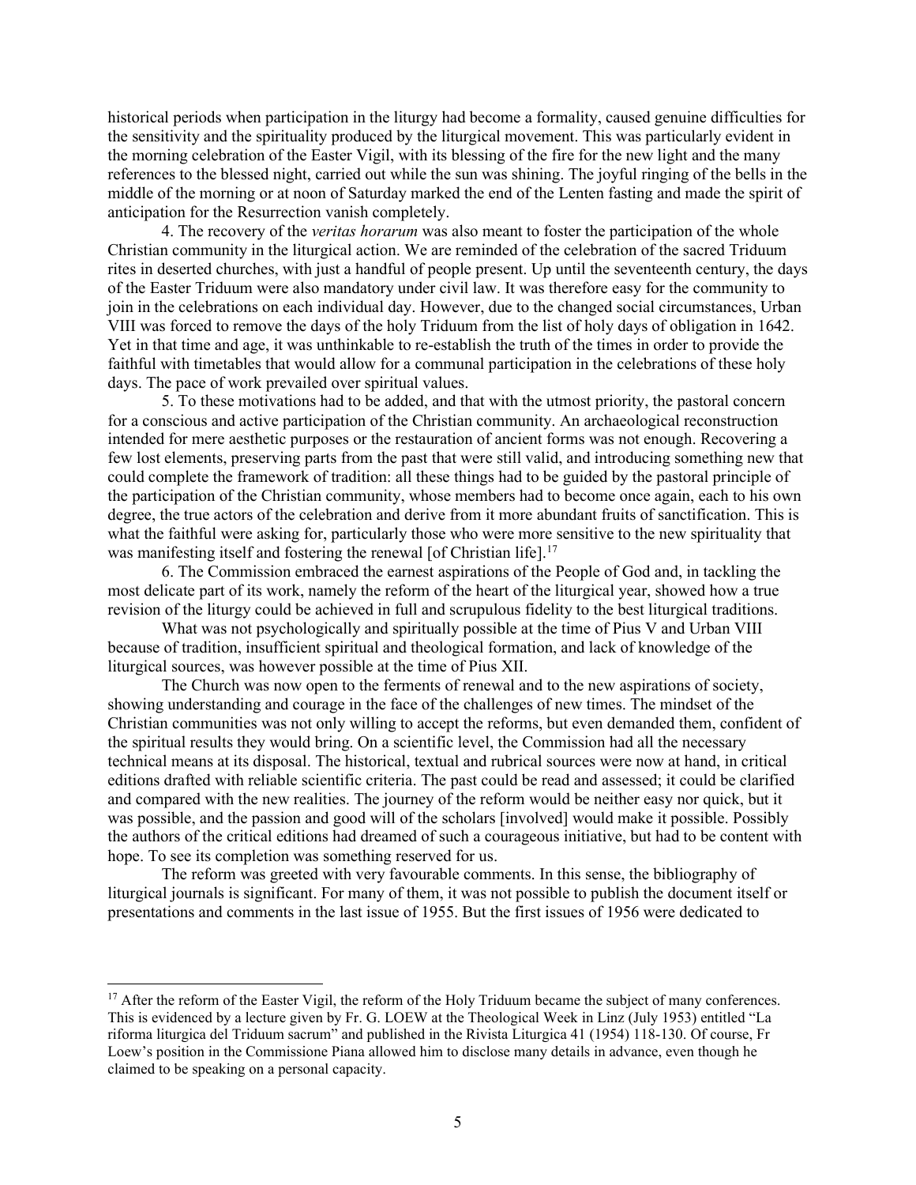historical periods when participation in the liturgy had become a formality, caused genuine difficulties for the sensitivity and the spirituality produced by the liturgical movement. This was particularly evident in the morning celebration of the Easter Vigil, with its blessing of the fire for the new light and the many references to the blessed night, carried out while the sun was shining. The joyful ringing of the bells in the middle of the morning or at noon of Saturday marked the end of the Lenten fasting and made the spirit of anticipation for the Resurrection vanish completely.

4. The recovery of the *veritas horarum* was also meant to foster the participation of the whole Christian community in the liturgical action. We are reminded of the celebration of the sacred Triduum rites in deserted churches, with just a handful of people present. Up until the seventeenth century, the days of the Easter Triduum were also mandatory under civil law. It was therefore easy for the community to join in the celebrations on each individual day. However, due to the changed social circumstances, Urban VIII was forced to remove the days of the holy Triduum from the list of holy days of obligation in 1642. Yet in that time and age, it was unthinkable to re-establish the truth of the times in order to provide the faithful with timetables that would allow for a communal participation in the celebrations of these holy days. The pace of work prevailed over spiritual values.

5. To these motivations had to be added, and that with the utmost priority, the pastoral concern for a conscious and active participation of the Christian community. An archaeological reconstruction intended for mere aesthetic purposes or the restauration of ancient forms was not enough. Recovering a few lost elements, preserving parts from the past that were still valid, and introducing something new that could complete the framework of tradition: all these things had to be guided by the pastoral principle of the participation of the Christian community, whose members had to become once again, each to his own degree, the true actors of the celebration and derive from it more abundant fruits of sanctification. This is what the faithful were asking for, particularly those who were more sensitive to the new spirituality that was manifesting itself and fostering the renewal [of Christian life].[17]

6. The Commission embraced the earnest aspirations of the People of God and, in tackling the most delicate part of its work, namely the reform of the heart of the liturgical year, showed how a true revision of the liturgy could be achieved in full and scrupulous fidelity to the best liturgical traditions.

What was not psychologically and spiritually possible at the time of Pius V and Urban VIII because of tradition, insufficient spiritual and theological formation, and lack of knowledge of the liturgical sources, was however possible at the time of Pius XII.

The Church was now open to the ferments of renewal and to the new aspirations of society, showing understanding and courage in the face of the challenges of new times. The mindset of the Christian communities was not only willing to accept the reforms, but even demanded them, confident of the spiritual results they would bring. On a scientific level, the Commission had all the necessary technical means at its disposal. The historical, textual and rubrical sources were now at hand, in critical editions drafted with reliable scientific criteria. The past could be read and assessed; it could be clarified and compared with the new realities. The journey of the reform would be neither easy nor quick, but it was possible, and the passion and good will of the scholars [involved] would make it possible. Possibly the authors of the critical editions had dreamed of such a courageous initiative, but had to be content with hope. To see its completion was something reserved for us.

The reform was greeted with very favourable comments. In this sense, the bibliography of liturgical journals is significant. For many of them, it was not possible to publish the document itself or presentations and comments in the last issue of 1955. But the first issues of 1956 were dedicated to

---

[17] After the reform of the Easter Vigil, the reform of the Holy Triduum became the subject of many conferences. This is evidenced by a lecture given by Fr. G. LOEW at the Theological Week in Linz (July 1953) entitled "La riforma liturgica del Triduum sacrum" and published in the Rivista Liturgica 41 (1954) 118-130. Of course, Fr Loew's position in the Commissione Piana allowed him to disclose many details in advance, even though he claimed to be speaking on a personal capacity.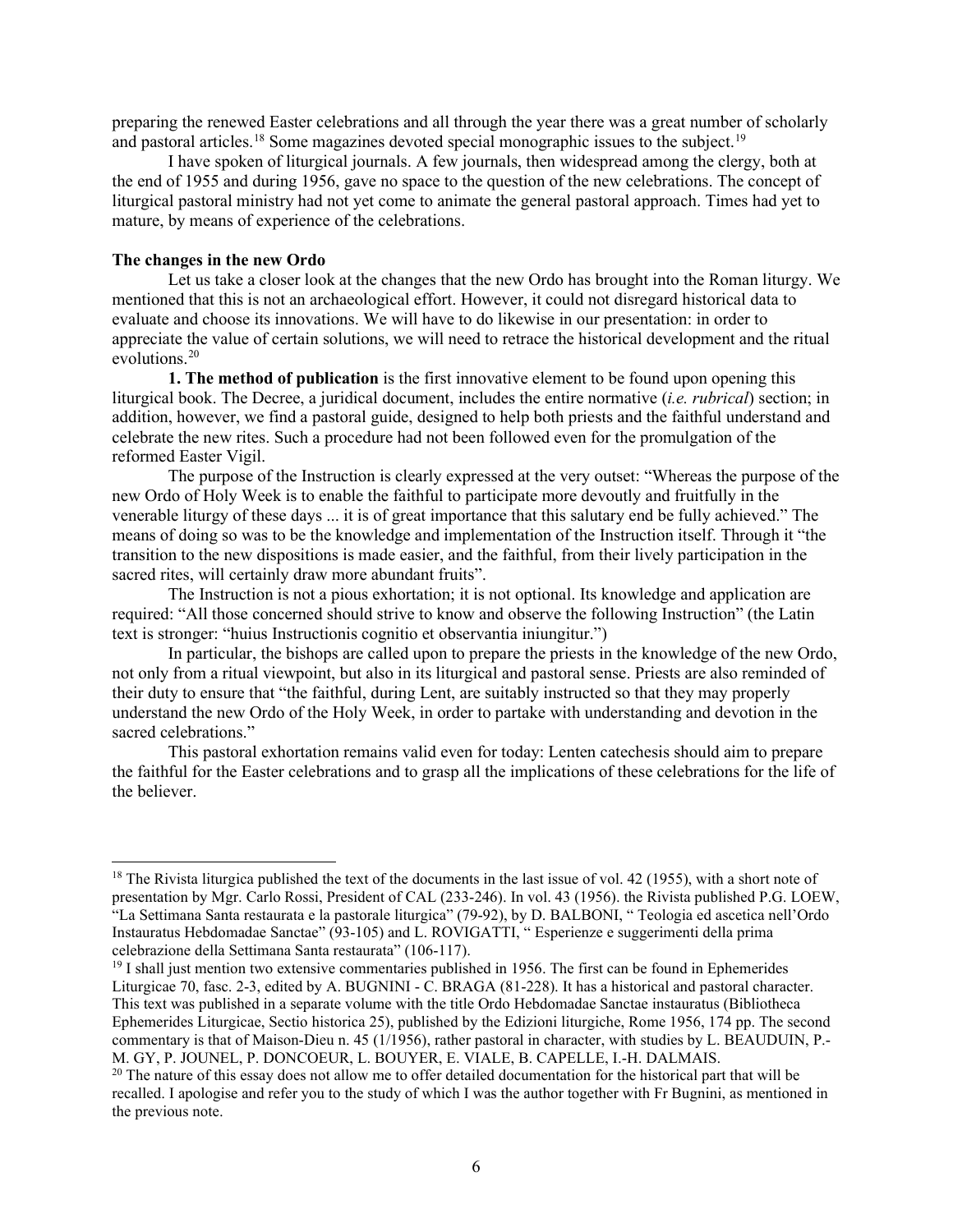preparing the renewed Easter celebrations and all through the year there was a great number of scholarly and pastoral articles.[18] Some magazines devoted special monographic issues to the subject.[19]

I have spoken of liturgical journals. A few journals, then widespread among the clergy, both at the end of 1955 and during 1956, gave no space to the question of the new celebrations. The concept of liturgical pastoral ministry had not yet come to animate the general pastoral approach. Times had yet to mature, by means of experience of the celebrations.

**The changes in the new Ordo**

Let us take a closer look at the changes that the new Ordo has brought into the Roman liturgy. We mentioned that this is not an archaeological effort. However, it could not disregard historical data to evaluate and choose its innovations. We will have to do likewise in our presentation: in order to appreciate the value of certain solutions, we will need to retrace the historical development and the ritual evolutions.[20]

**1. The method of publication** is the first innovative element to be found upon opening this liturgical book. The Decree, a juridical document, includes the entire normative (*i.e. rubrical*) section; in addition, however, we find a pastoral guide, designed to help both priests and the faithful understand and celebrate the new rites. Such a procedure had not been followed even for the promulgation of the reformed Easter Vigil.

The purpose of the Instruction is clearly expressed at the very outset: "Whereas the purpose of the new Ordo of Holy Week is to enable the faithful to participate more devoutly and fruitfully in the venerable liturgy of these days ... it is of great importance that this salutary end be fully achieved." The means of doing so was to be the knowledge and implementation of the Instruction itself. Through it "the transition to the new dispositions is made easier, and the faithful, from their lively participation in the sacred rites, will certainly draw more abundant fruits".

The Instruction is not a pious exhortation; it is not optional. Its knowledge and application are required: "All those concerned should strive to know and observe the following Instruction" (the Latin text is stronger: "huius Instructionis cognitio et observantia iniungitur.")

In particular, the bishops are called upon to prepare the priests in the knowledge of the new Ordo, not only from a ritual viewpoint, but also in its liturgical and pastoral sense. Priests are also reminded of their duty to ensure that "the faithful, during Lent, are suitably instructed so that they may properly understand the new Ordo of the Holy Week, in order to partake with understanding and devotion in the sacred celebrations."

This pastoral exhortation remains valid even for today: Lenten catechesis should aim to prepare the faithful for the Easter celebrations and to grasp all the implications of these celebrations for the life of the believer.

---

[18] The Rivista liturgica published the text of the documents in the last issue of vol. 42 (1955), with a short note of presentation by Mgr. Carlo Rossi, President of CAL (233-246). In vol. 43 (1956). the Rivista published P.G. LOEW, "La Settimana Santa restaurata e la pastorale liturgica" (79-92), by D. BALBONI, " Teologia ed ascetica nell'Ordo Instauratus Hebdomadae Sanctae" (93-105) and L. ROVIGATTI, " Esperienze e suggerimenti della prima celebrazione della Settimana Santa restaurata" (106-117).

[19] I shall just mention two extensive commentaries published in 1956. The first can be found in Ephemerides Liturgicae 70, fasc. 2-3, edited by A. BUGNINI - C. BRAGA (81-228). It has a historical and pastoral character. This text was published in a separate volume with the title Ordo Hebdomadae Sanctae instauratus (Bibliotheca Ephemerides Liturgicae, Sectio historica 25), published by the Edizioni liturgiche, Rome 1956, 174 pp. The second commentary is that of Maison-Dieu n. 45 (1/1956), rather pastoral in character, with studies by L. BEAUDUIN, P.-M. GY, P. JOUNEL, P. DONCOEUR, L. BOUYER, E. VIALE, B. CAPELLE, I.-H. DALMAIS.

[20] The nature of this essay does not allow me to offer detailed documentation for the historical part that will be recalled. I apologise and refer you to the study of which I was the author together with Fr Bugnini, as mentioned in the previous note.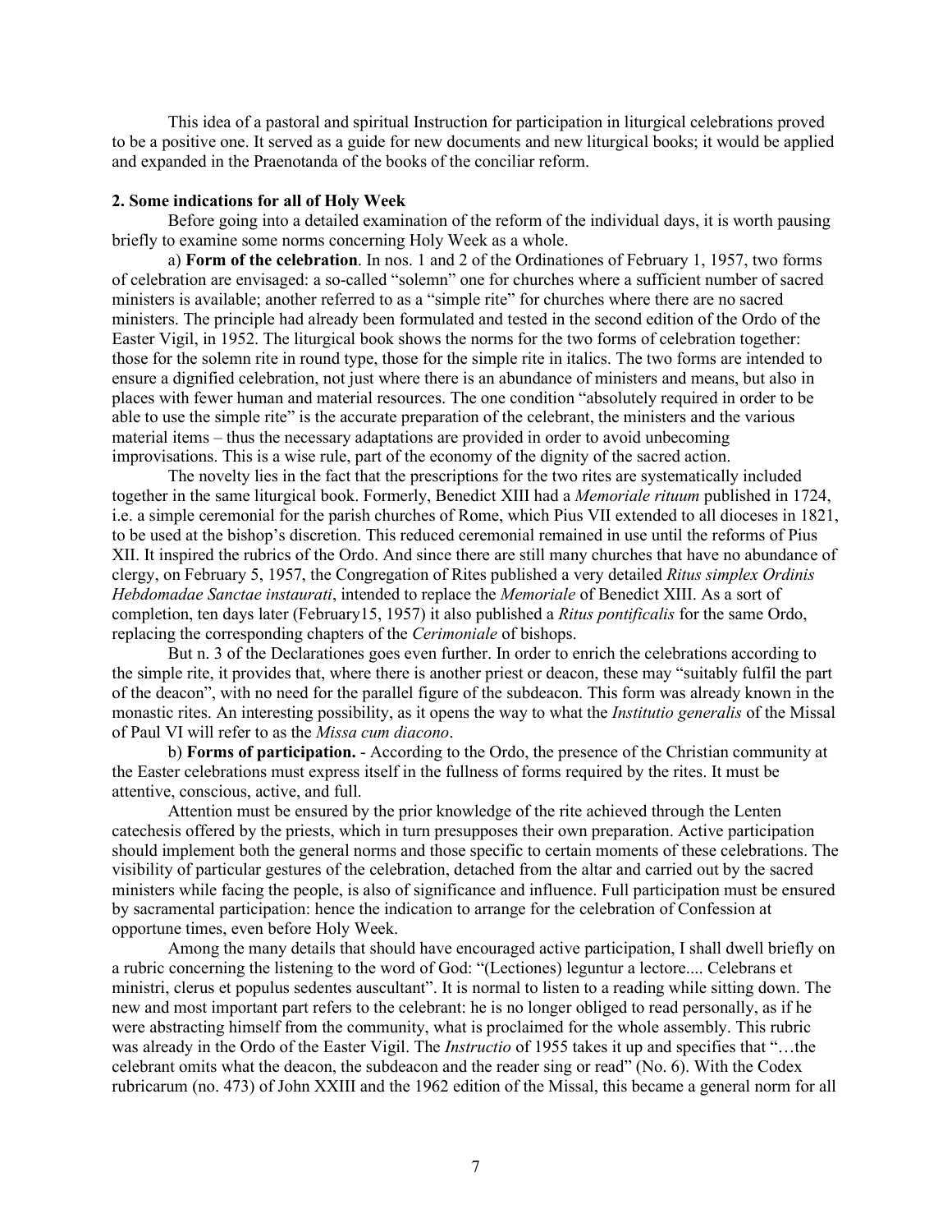This idea of a pastoral and spiritual Instruction for participation in liturgical celebrations proved to be a positive one. It served as a guide for new documents and new liturgical books; it would be applied and expanded in the Praenotanda of the books of the conciliar reform.

**2. Some indications for all of Holy Week**

Before going into a detailed examination of the reform of the individual days, it is worth pausing briefly to examine some norms concerning Holy Week as a whole.

a) **Form of the celebration**. In nos. 1 and 2 of the Ordinationes of February 1, 1957, two forms of celebration are envisaged: a so-called "solemn" one for churches where a sufficient number of sacred ministers is available; another referred to as a "simple rite" for churches where there are no sacred ministers. The principle had already been formulated and tested in the second edition of the Ordo of the Easter Vigil, in 1952. The liturgical book shows the norms for the two forms of celebration together: those for the solemn rite in round type, those for the simple rite in italics. The two forms are intended to ensure a dignified celebration, not just where there is an abundance of ministers and means, but also in places with fewer human and material resources. The one condition "absolutely required in order to be able to use the simple rite" is the accurate preparation of the celebrant, the ministers and the various material items – thus the necessary adaptations are provided in order to avoid unbecoming improvisations. This is a wise rule, part of the economy of the dignity of the sacred action.

The novelty lies in the fact that the prescriptions for the two rites are systematically included together in the same liturgical book. Formerly, Benedict XIII had a *Memoriale rituum* published in 1724, i.e. a simple ceremonial for the parish churches of Rome, which Pius VII extended to all dioceses in 1821, to be used at the bishop's discretion. This reduced ceremonial remained in use until the reforms of Pius XII. It inspired the rubrics of the Ordo. And since there are still many churches that have no abundance of clergy, on February 5, 1957, the Congregation of Rites published a very detailed *Ritus simplex Ordinis Hebdomadae Sanctae instaurati*, intended to replace the *Memoriale* of Benedict XIII. As a sort of completion, ten days later (February15, 1957) it also published a *Ritus pontificalis* for the same Ordo, replacing the corresponding chapters of the *Cerimoniale* of bishops.

But n. 3 of the Declarationes goes even further. In order to enrich the celebrations according to the simple rite, it provides that, where there is another priest or deacon, these may "suitably fulfil the part of the deacon", with no need for the parallel figure of the subdeacon. This form was already known in the monastic rites. An interesting possibility, as it opens the way to what the *Institutio generalis* of the Missal of Paul VI will refer to as the *Missa cum diacono*.

b) **Forms of participation.** - According to the Ordo, the presence of the Christian community at the Easter celebrations must express itself in the fullness of forms required by the rites. It must be attentive, conscious, active, and full.

Attention must be ensured by the prior knowledge of the rite achieved through the Lenten catechesis offered by the priests, which in turn presupposes their own preparation. Active participation should implement both the general norms and those specific to certain moments of these celebrations. The visibility of particular gestures of the celebration, detached from the altar and carried out by the sacred ministers while facing the people, is also of significance and influence. Full participation must be ensured by sacramental participation: hence the indication to arrange for the celebration of Confession at opportune times, even before Holy Week.

Among the many details that should have encouraged active participation, I shall dwell briefly on a rubric concerning the listening to the word of God: "(Lectiones) leguntur a lectore.... Celebrans et ministri, clerus et populus sedentes auscultant". It is normal to listen to a reading while sitting down. The new and most important part refers to the celebrant: he is no longer obliged to read personally, as if he were abstracting himself from the community, what is proclaimed for the whole assembly. This rubric was already in the Ordo of the Easter Vigil. The *Instructio* of 1955 takes it up and specifies that "…the celebrant omits what the deacon, the subdeacon and the reader sing or read" (No. 6). With the Codex rubricarum (no. 473) of John XXIII and the 1962 edition of the Missal, this became a general norm for all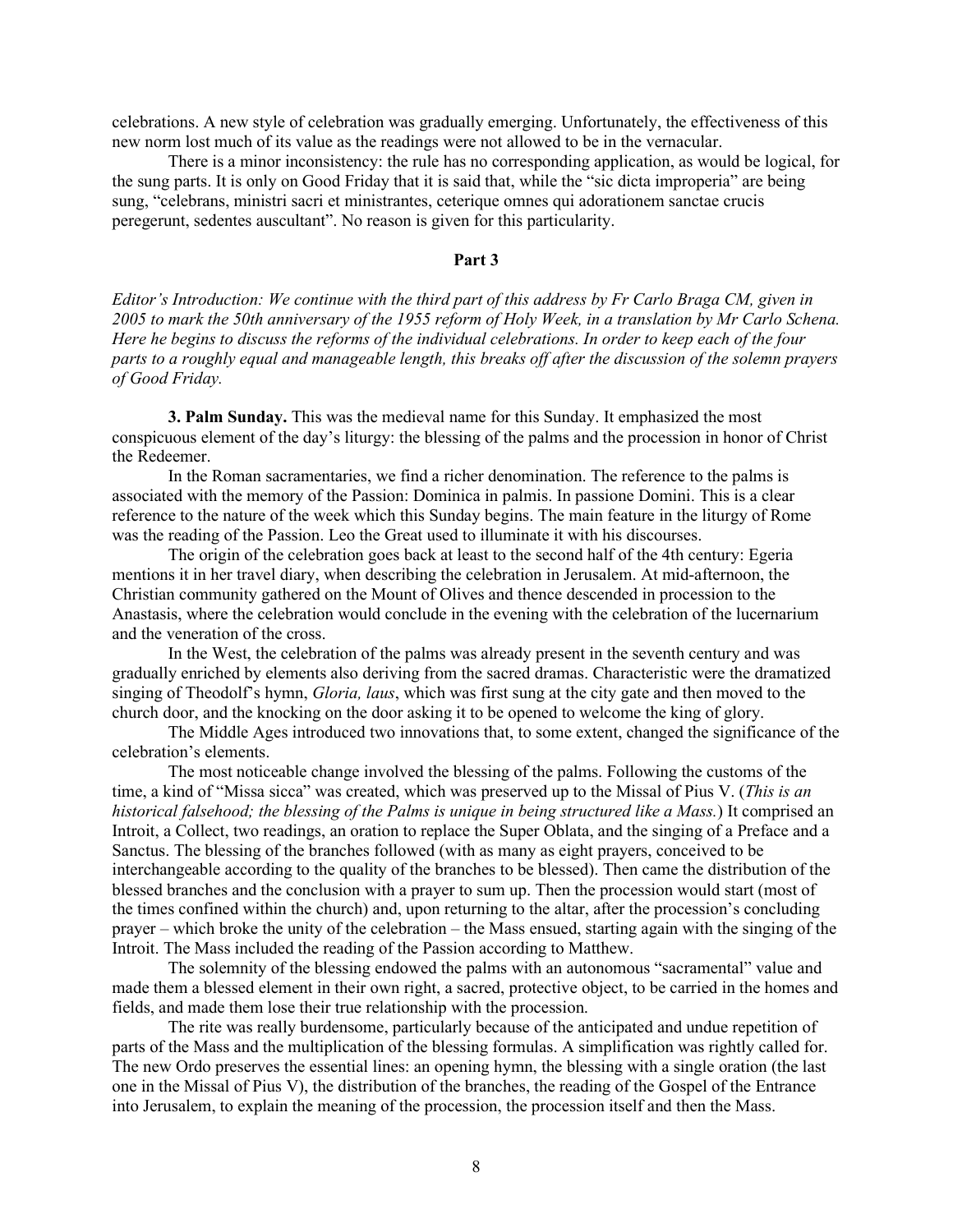celebrations. A new style of celebration was gradually emerging. Unfortunately, the effectiveness of this new norm lost much of its value as the readings were not allowed to be in the vernacular.

There is a minor inconsistency: the rule has no corresponding application, as would be logical, for the sung parts. It is only on Good Friday that it is said that, while the "sic dicta improperia" are being sung, "celebrans, ministri sacri et ministrantes, ceterique omnes qui adorationem sanctae crucis peregerunt, sedentes auscultant". No reason is given for this particularity.

## Part 3

*Editor's Introduction: We continue with the third part of this address by Fr Carlo Braga CM, given in 2005 to mark the 50th anniversary of the 1955 reform of Holy Week, in a translation by Mr Carlo Schena. Here he begins to discuss the reforms of the individual celebrations. In order to keep each of the four parts to a roughly equal and manageable length, this breaks off after the discussion of the solemn prayers of Good Friday.*

**3. Palm Sunday.** This was the medieval name for this Sunday. It emphasized the most conspicuous element of the day's liturgy: the blessing of the palms and the procession in honor of Christ the Redeemer.

In the Roman sacramentaries, we find a richer denomination. The reference to the palms is associated with the memory of the Passion: Dominica in palmis. In passione Domini. This is a clear reference to the nature of the week which this Sunday begins. The main feature in the liturgy of Rome was the reading of the Passion. Leo the Great used to illuminate it with his discourses.

The origin of the celebration goes back at least to the second half of the 4th century: Egeria mentions it in her travel diary, when describing the celebration in Jerusalem. At mid-afternoon, the Christian community gathered on the Mount of Olives and thence descended in procession to the Anastasis, where the celebration would conclude in the evening with the celebration of the lucernarium and the veneration of the cross.

In the West, the celebration of the palms was already present in the seventh century and was gradually enriched by elements also deriving from the sacred dramas. Characteristic were the dramatized singing of Theodolf's hymn, *Gloria, laus*, which was first sung at the city gate and then moved to the church door, and the knocking on the door asking it to be opened to welcome the king of glory.

The Middle Ages introduced two innovations that, to some extent, changed the significance of the celebration's elements.

The most noticeable change involved the blessing of the palms. Following the customs of the time, a kind of "Missa sicca" was created, which was preserved up to the Missal of Pius V. (*This is an historical falsehood; the blessing of the Palms is unique in being structured like a Mass.*) It comprised an Introit, a Collect, two readings, an oration to replace the Super Oblata, and the singing of a Preface and a Sanctus. The blessing of the branches followed (with as many as eight prayers, conceived to be interchangeable according to the quality of the branches to be blessed). Then came the distribution of the blessed branches and the conclusion with a prayer to sum up. Then the procession would start (most of the times confined within the church) and, upon returning to the altar, after the procession's concluding prayer – which broke the unity of the celebration – the Mass ensued, starting again with the singing of the Introit. The Mass included the reading of the Passion according to Matthew.

The solemnity of the blessing endowed the palms with an autonomous "sacramental" value and made them a blessed element in their own right, a sacred, protective object, to be carried in the homes and fields, and made them lose their true relationship with the procession.

The rite was really burdensome, particularly because of the anticipated and undue repetition of parts of the Mass and the multiplication of the blessing formulas. A simplification was rightly called for. The new Ordo preserves the essential lines: an opening hymn, the blessing with a single oration (the last one in the Missal of Pius V), the distribution of the branches, the reading of the Gospel of the Entrance into Jerusalem, to explain the meaning of the procession, the procession itself and then the Mass.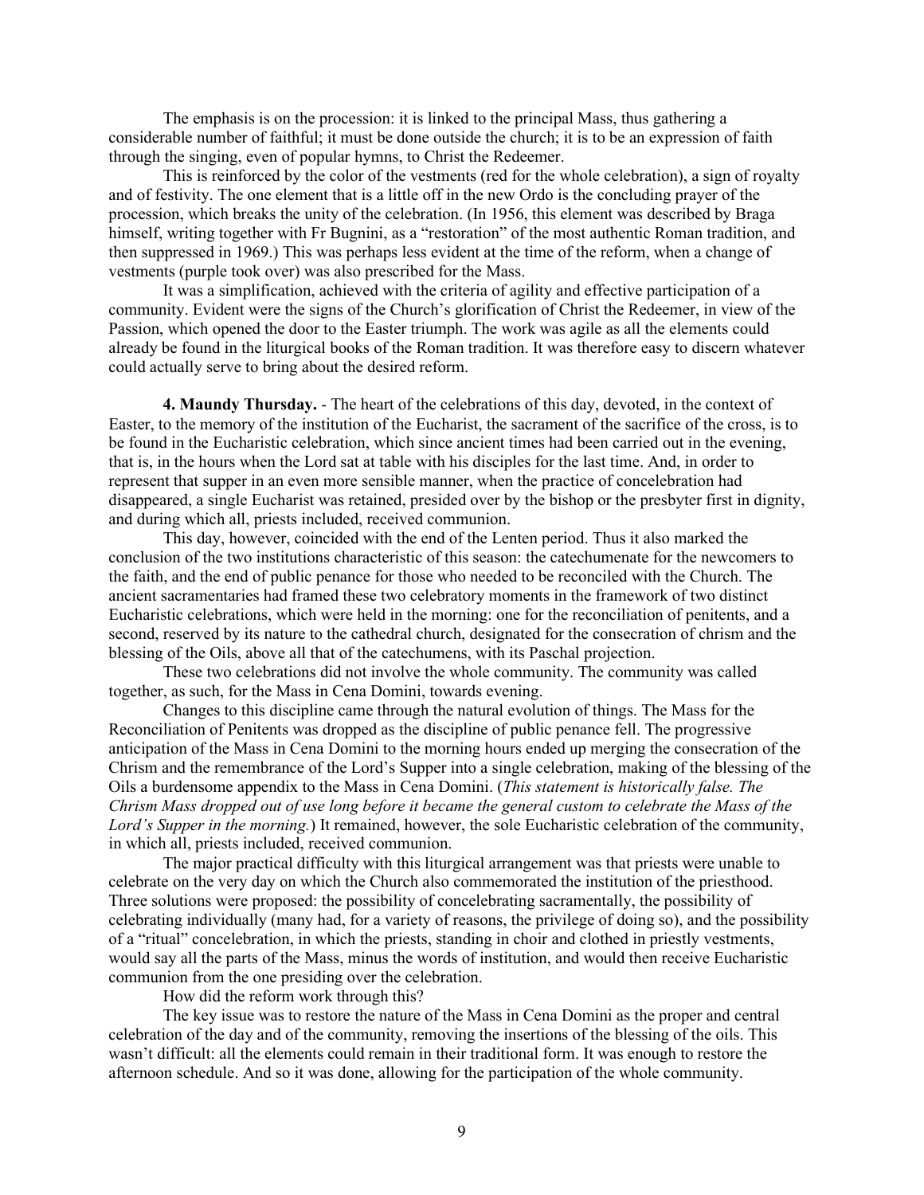The emphasis is on the procession: it is linked to the principal Mass, thus gathering a considerable number of faithful; it must be done outside the church; it is to be an expression of faith through the singing, even of popular hymns, to Christ the Redeemer.

This is reinforced by the color of the vestments (red for the whole celebration), a sign of royalty and of festivity. The one element that is a little off in the new Ordo is the concluding prayer of the procession, which breaks the unity of the celebration. (In 1956, this element was described by Braga himself, writing together with Fr Bugnini, as a "restoration" of the most authentic Roman tradition, and then suppressed in 1969.) This was perhaps less evident at the time of the reform, when a change of vestments (purple took over) was also prescribed for the Mass.

It was a simplification, achieved with the criteria of agility and effective participation of a community. Evident were the signs of the Church's glorification of Christ the Redeemer, in view of the Passion, which opened the door to the Easter triumph. The work was agile as all the elements could already be found in the liturgical books of the Roman tradition. It was therefore easy to discern whatever could actually serve to bring about the desired reform.

**4. Maundy Thursday.** - The heart of the celebrations of this day, devoted, in the context of Easter, to the memory of the institution of the Eucharist, the sacrament of the sacrifice of the cross, is to be found in the Eucharistic celebration, which since ancient times had been carried out in the evening, that is, in the hours when the Lord sat at table with his disciples for the last time. And, in order to represent that supper in an even more sensible manner, when the practice of concelebration had disappeared, a single Eucharist was retained, presided over by the bishop or the presbyter first in dignity, and during which all, priests included, received communion.

This day, however, coincided with the end of the Lenten period. Thus it also marked the conclusion of the two institutions characteristic of this season: the catechumenate for the newcomers to the faith, and the end of public penance for those who needed to be reconciled with the Church. The ancient sacramentaries had framed these two celebratory moments in the framework of two distinct Eucharistic celebrations, which were held in the morning: one for the reconciliation of penitents, and a second, reserved by its nature to the cathedral church, designated for the consecration of chrism and the blessing of the Oils, above all that of the catechumens, with its Paschal projection.

These two celebrations did not involve the whole community. The community was called together, as such, for the Mass in Cena Domini, towards evening.

Changes to this discipline came through the natural evolution of things. The Mass for the Reconciliation of Penitents was dropped as the discipline of public penance fell. The progressive anticipation of the Mass in Cena Domini to the morning hours ended up merging the consecration of the Chrism and the remembrance of the Lord's Supper into a single celebration, making of the blessing of the Oils a burdensome appendix to the Mass in Cena Domini. (*This statement is historically false. The Chrism Mass dropped out of use long before it became the general custom to celebrate the Mass of the Lord's Supper in the morning.*) It remained, however, the sole Eucharistic celebration of the community, in which all, priests included, received communion.

The major practical difficulty with this liturgical arrangement was that priests were unable to celebrate on the very day on which the Church also commemorated the institution of the priesthood. Three solutions were proposed: the possibility of concelebrating sacramentally, the possibility of celebrating individually (many had, for a variety of reasons, the privilege of doing so), and the possibility of a "ritual" concelebration, in which the priests, standing in choir and clothed in priestly vestments, would say all the parts of the Mass, minus the words of institution, and would then receive Eucharistic communion from the one presiding over the celebration.

How did the reform work through this?

The key issue was to restore the nature of the Mass in Cena Domini as the proper and central celebration of the day and of the community, removing the insertions of the blessing of the oils. This wasn't difficult: all the elements could remain in their traditional form. It was enough to restore the afternoon schedule. And so it was done, allowing for the participation of the whole community.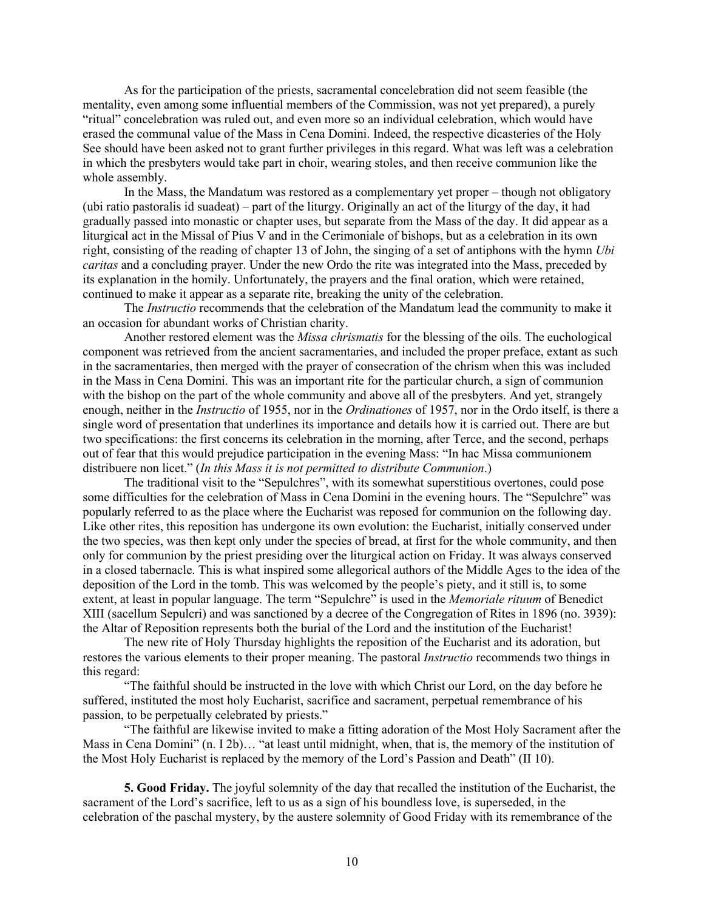As for the participation of the priests, sacramental concelebration did not seem feasible (the mentality, even among some influential members of the Commission, was not yet prepared), a purely "ritual" concelebration was ruled out, and even more so an individual celebration, which would have erased the communal value of the Mass in Cena Domini. Indeed, the respective dicasteries of the Holy See should have been asked not to grant further privileges in this regard. What was left was a celebration in which the presbyters would take part in choir, wearing stoles, and then receive communion like the whole assembly.

In the Mass, the Mandatum was restored as a complementary yet proper – though not obligatory (ubi ratio pastoralis id suadeat) – part of the liturgy. Originally an act of the liturgy of the day, it had gradually passed into monastic or chapter uses, but separate from the Mass of the day. It did appear as a liturgical act in the Missal of Pius V and in the Cerimoniale of bishops, but as a celebration in its own right, consisting of the reading of chapter 13 of John, the singing of a set of antiphons with the hymn *Ubi caritas* and a concluding prayer. Under the new Ordo the rite was integrated into the Mass, preceded by its explanation in the homily. Unfortunately, the prayers and the final oration, which were retained, continued to make it appear as a separate rite, breaking the unity of the celebration.

The *Instructio* recommends that the celebration of the Mandatum lead the community to make it an occasion for abundant works of Christian charity.

Another restored element was the *Missa chrismatis* for the blessing of the oils. The euchological component was retrieved from the ancient sacramentaries, and included the proper preface, extant as such in the sacramentaries, then merged with the prayer of consecration of the chrism when this was included in the Mass in Cena Domini. This was an important rite for the particular church, a sign of communion with the bishop on the part of the whole community and above all of the presbyters. And yet, strangely enough, neither in the *Instructio* of 1955, nor in the *Ordinationes* of 1957, nor in the Ordo itself, is there a single word of presentation that underlines its importance and details how it is carried out. There are but two specifications: the first concerns its celebration in the morning, after Terce, and the second, perhaps out of fear that this would prejudice participation in the evening Mass: "In hac Missa communionem distribuere non licet." (*In this Mass it is not permitted to distribute Communion*.)

The traditional visit to the "Sepulchres", with its somewhat superstitious overtones, could pose some difficulties for the celebration of Mass in Cena Domini in the evening hours. The "Sepulchre" was popularly referred to as the place where the Eucharist was reposed for communion on the following day. Like other rites, this reposition has undergone its own evolution: the Eucharist, initially conserved under the two species, was then kept only under the species of bread, at first for the whole community, and then only for communion by the priest presiding over the liturgical action on Friday. It was always conserved in a closed tabernacle. This is what inspired some allegorical authors of the Middle Ages to the idea of the deposition of the Lord in the tomb. This was welcomed by the people's piety, and it still is, to some extent, at least in popular language. The term "Sepulchre" is used in the *Memoriale rituum* of Benedict XIII (sacellum Sepulcri) and was sanctioned by a decree of the Congregation of Rites in 1896 (no. 3939): the Altar of Reposition represents both the burial of the Lord and the institution of the Eucharist!

The new rite of Holy Thursday highlights the reposition of the Eucharist and its adoration, but restores the various elements to their proper meaning. The pastoral *Instructio* recommends two things in this regard:

"The faithful should be instructed in the love with which Christ our Lord, on the day before he suffered, instituted the most holy Eucharist, sacrifice and sacrament, perpetual remembrance of his passion, to be perpetually celebrated by priests."

"The faithful are likewise invited to make a fitting adoration of the Most Holy Sacrament after the Mass in Cena Domini" (n. I 2b)… "at least until midnight, when, that is, the memory of the institution of the Most Holy Eucharist is replaced by the memory of the Lord's Passion and Death" (II 10).

**5. Good Friday.** The joyful solemnity of the day that recalled the institution of the Eucharist, the sacrament of the Lord's sacrifice, left to us as a sign of his boundless love, is superseded, in the celebration of the paschal mystery, by the austere solemnity of Good Friday with its remembrance of the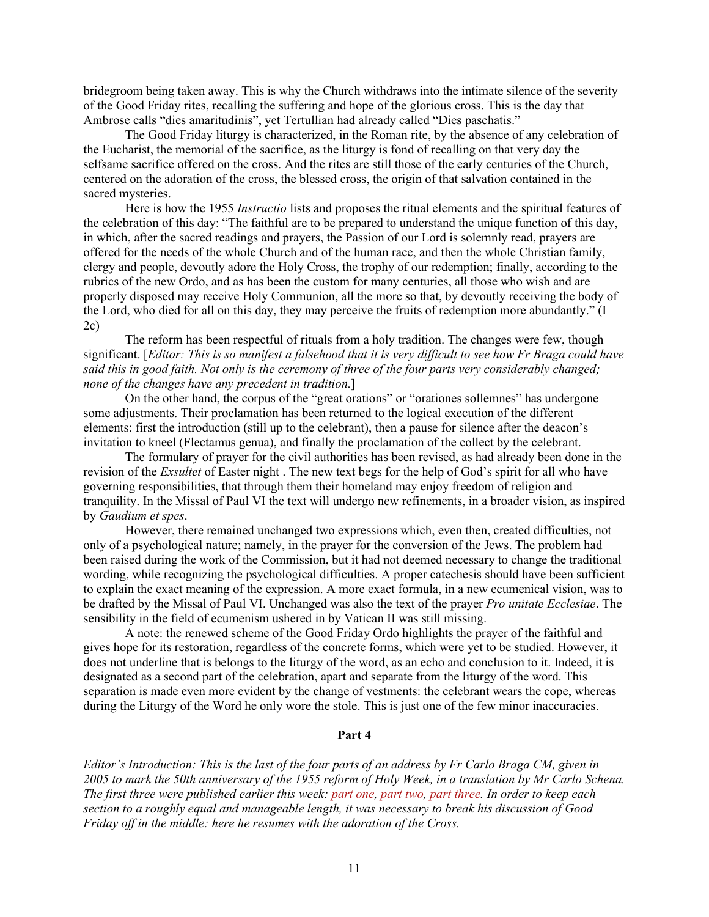bridegroom being taken away. This is why the Church withdraws into the intimate silence of the severity of the Good Friday rites, recalling the suffering and hope of the glorious cross. This is the day that Ambrose calls "dies amaritudinis", yet Tertullian had already called "Dies paschatis."

The Good Friday liturgy is characterized, in the Roman rite, by the absence of any celebration of the Eucharist, the memorial of the sacrifice, as the liturgy is fond of recalling on that very day the selfsame sacrifice offered on the cross. And the rites are still those of the early centuries of the Church, centered on the adoration of the cross, the blessed cross, the origin of that salvation contained in the sacred mysteries.

Here is how the 1955 *Instructio* lists and proposes the ritual elements and the spiritual features of the celebration of this day: "The faithful are to be prepared to understand the unique function of this day, in which, after the sacred readings and prayers, the Passion of our Lord is solemnly read, prayers are offered for the needs of the whole Church and of the human race, and then the whole Christian family, clergy and people, devoutly adore the Holy Cross, the trophy of our redemption; finally, according to the rubrics of the new Ordo, and as has been the custom for many centuries, all those who wish and are properly disposed may receive Holy Communion, all the more so that, by devoutly receiving the body of the Lord, who died for all on this day, they may perceive the fruits of redemption more abundantly." (I 2c)

The reform has been respectful of rituals from a holy tradition. The changes were few, though significant. [*Editor: This is so manifest a falsehood that it is very difficult to see how Fr Braga could have said this in good faith. Not only is the ceremony of three of the four parts very considerably changed; none of the changes have any precedent in tradition.*]

On the other hand, the corpus of the "great orations" or "orationes sollemnes" has undergone some adjustments. Their proclamation has been returned to the logical execution of the different elements: first the introduction (still up to the celebrant), then a pause for silence after the deacon's invitation to kneel (Flectamus genua), and finally the proclamation of the collect by the celebrant.

The formulary of prayer for the civil authorities has been revised, as had already been done in the revision of the *Exsultet* of Easter night . The new text begs for the help of God's spirit for all who have governing responsibilities, that through them their homeland may enjoy freedom of religion and tranquility. In the Missal of Paul VI the text will undergo new refinements, in a broader vision, as inspired by *Gaudium et spes*.

However, there remained unchanged two expressions which, even then, created difficulties, not only of a psychological nature; namely, in the prayer for the conversion of the Jews. The problem had been raised during the work of the Commission, but it had not deemed necessary to change the traditional wording, while recognizing the psychological difficulties. A proper catechesis should have been sufficient to explain the exact meaning of the expression. A more exact formula, in a new ecumenical vision, was to be drafted by the Missal of Paul VI. Unchanged was also the text of the prayer *Pro unitate Ecclesiae*. The sensibility in the field of ecumenism ushered in by Vatican II was still missing.

A note: the renewed scheme of the Good Friday Ordo highlights the prayer of the faithful and gives hope for its restoration, regardless of the concrete forms, which were yet to be studied. However, it does not underline that is belongs to the liturgy of the word, as an echo and conclusion to it. Indeed, it is designated as a second part of the celebration, apart and separate from the liturgy of the word. This separation is made even more evident by the change of vestments: the celebrant wears the cope, whereas during the Liturgy of the Word he only wore the stole. This is just one of the few minor inaccuracies.

## Part 4

*Editor's Introduction: This is the last of the four parts of an address by Fr Carlo Braga CM, given in 2005 to mark the 50th anniversary of the 1955 reform of Holy Week, in a translation by Mr Carlo Schena. The first three were published earlier this week: part one, part two, part three. In order to keep each section to a roughly equal and manageable length, it was necessary to break his discussion of Good Friday off in the middle: here he resumes with the adoration of the Cross.*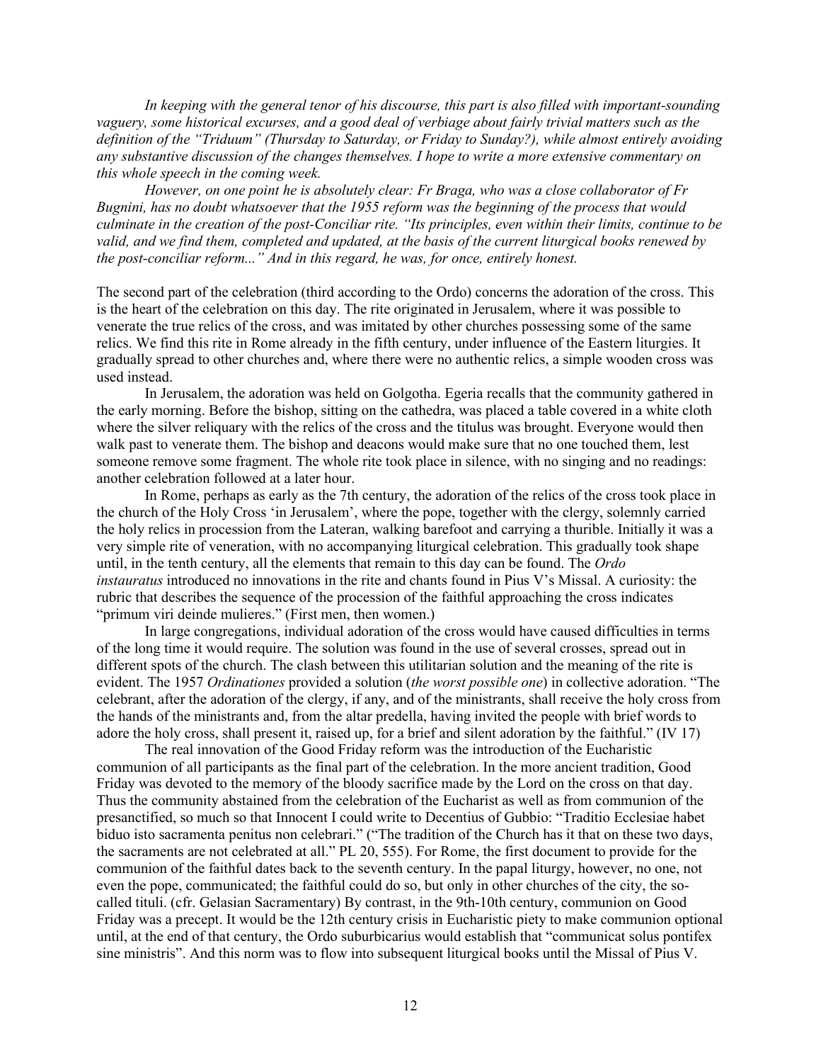*In keeping with the general tenor of his discourse, this part is also filled with important-sounding vaguery, some historical excurses, and a good deal of verbiage about fairly trivial matters such as the definition of the "Triduum" (Thursday to Saturday, or Friday to Sunday?), while almost entirely avoiding any substantive discussion of the changes themselves. I hope to write a more extensive commentary on this whole speech in the coming week.*

*However, on one point he is absolutely clear: Fr Braga, who was a close collaborator of Fr Bugnini, has no doubt whatsoever that the 1955 reform was the beginning of the process that would culminate in the creation of the post-Conciliar rite. "Its principles, even within their limits, continue to be valid, and we find them, completed and updated, at the basis of the current liturgical books renewed by the post-conciliar reform..." And in this regard, he was, for once, entirely honest.*

The second part of the celebration (third according to the Ordo) concerns the adoration of the cross. This is the heart of the celebration on this day. The rite originated in Jerusalem, where it was possible to venerate the true relics of the cross, and was imitated by other churches possessing some of the same relics. We find this rite in Rome already in the fifth century, under influence of the Eastern liturgies. It gradually spread to other churches and, where there were no authentic relics, a simple wooden cross was used instead.

In Jerusalem, the adoration was held on Golgotha. Egeria recalls that the community gathered in the early morning. Before the bishop, sitting on the cathedra, was placed a table covered in a white cloth where the silver reliquary with the relics of the cross and the titulus was brought. Everyone would then walk past to venerate them. The bishop and deacons would make sure that no one touched them, lest someone remove some fragment. The whole rite took place in silence, with no singing and no readings: another celebration followed at a later hour.

In Rome, perhaps as early as the 7th century, the adoration of the relics of the cross took place in the church of the Holy Cross 'in Jerusalem', where the pope, together with the clergy, solemnly carried the holy relics in procession from the Lateran, walking barefoot and carrying a thurible. Initially it was a very simple rite of veneration, with no accompanying liturgical celebration. This gradually took shape until, in the tenth century, all the elements that remain to this day can be found. The *Ordo instauratus* introduced no innovations in the rite and chants found in Pius V's Missal. A curiosity: the rubric that describes the sequence of the procession of the faithful approaching the cross indicates "primum viri deinde mulieres." (First men, then women.)

In large congregations, individual adoration of the cross would have caused difficulties in terms of the long time it would require. The solution was found in the use of several crosses, spread out in different spots of the church. The clash between this utilitarian solution and the meaning of the rite is evident. The 1957 *Ordinationes* provided a solution (*the worst possible one*) in collective adoration. "The celebrant, after the adoration of the clergy, if any, and of the ministrants, shall receive the holy cross from the hands of the ministrants and, from the altar predella, having invited the people with brief words to adore the holy cross, shall present it, raised up, for a brief and silent adoration by the faithful." (IV 17)

The real innovation of the Good Friday reform was the introduction of the Eucharistic communion of all participants as the final part of the celebration. In the more ancient tradition, Good Friday was devoted to the memory of the bloody sacrifice made by the Lord on the cross on that day. Thus the community abstained from the celebration of the Eucharist as well as from communion of the presanctified, so much so that Innocent I could write to Decentius of Gubbio: "Traditio Ecclesiae habet biduo isto sacramenta penitus non celebrari." ("The tradition of the Church has it that on these two days, the sacraments are not celebrated at all." PL 20, 555). For Rome, the first document to provide for the communion of the faithful dates back to the seventh century. In the papal liturgy, however, no one, not even the pope, communicated; the faithful could do so, but only in other churches of the city, the so-called tituli. (cfr. Gelasian Sacramentary) By contrast, in the 9th-10th century, communion on Good Friday was a precept. It would be the 12th century crisis in Eucharistic piety to make communion optional until, at the end of that century, the Ordo suburbicarius would establish that "communicat solus pontifex sine ministris". And this norm was to flow into subsequent liturgical books until the Missal of Pius V.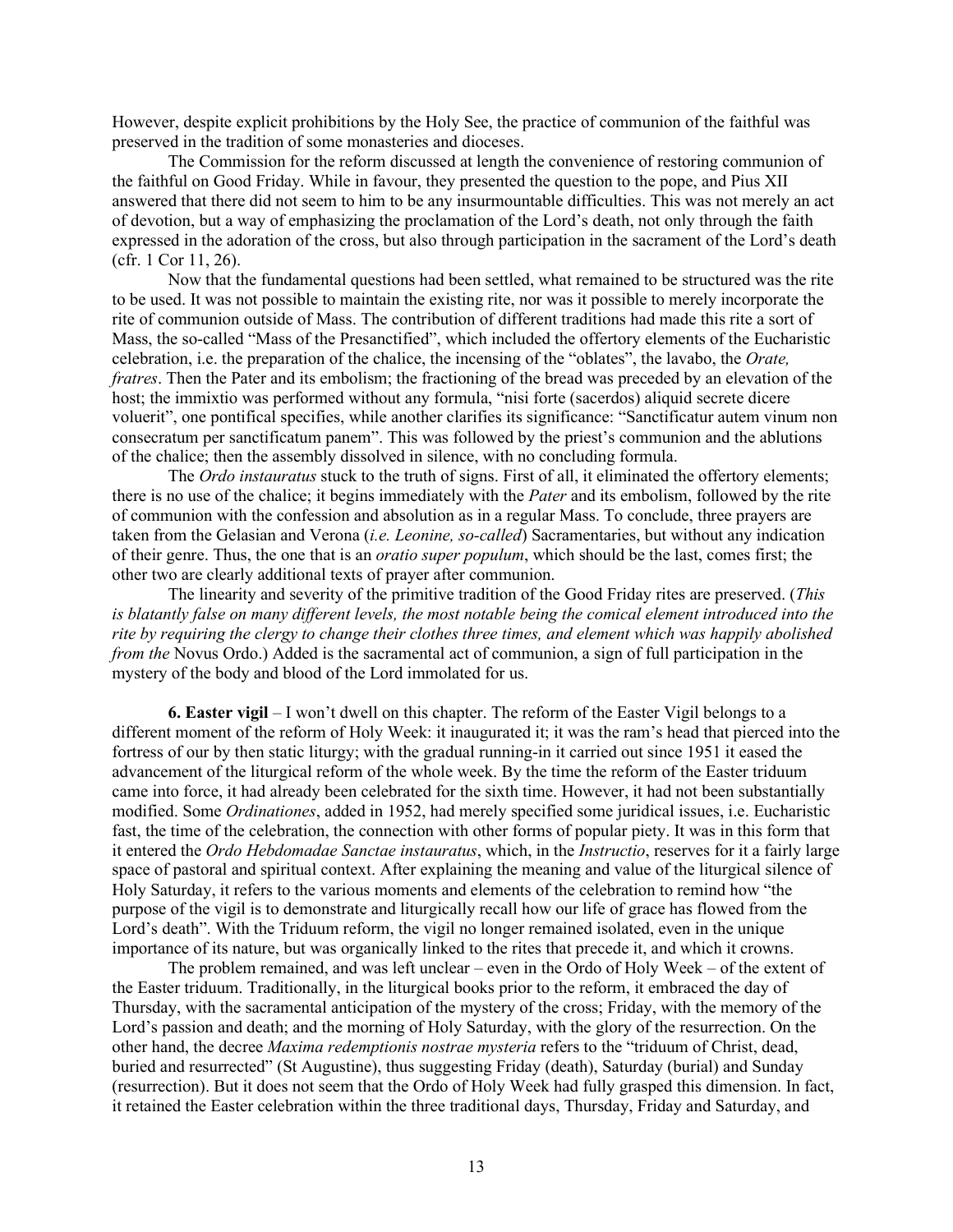However, despite explicit prohibitions by the Holy See, the practice of communion of the faithful was preserved in the tradition of some monasteries and dioceses.

The Commission for the reform discussed at length the convenience of restoring communion of the faithful on Good Friday. While in favour, they presented the question to the pope, and Pius XII answered that there did not seem to him to be any insurmountable difficulties. This was not merely an act of devotion, but a way of emphasizing the proclamation of the Lord's death, not only through the faith expressed in the adoration of the cross, but also through participation in the sacrament of the Lord's death (cfr. 1 Cor 11, 26).

Now that the fundamental questions had been settled, what remained to be structured was the rite to be used. It was not possible to maintain the existing rite, nor was it possible to merely incorporate the rite of communion outside of Mass. The contribution of different traditions had made this rite a sort of Mass, the so-called "Mass of the Presanctified", which included the offertory elements of the Eucharistic celebration, i.e. the preparation of the chalice, the incensing of the "oblates", the lavabo, the *Orate, fratres*. Then the Pater and its embolism; the fractioning of the bread was preceded by an elevation of the host; the immixtio was performed without any formula, "nisi forte (sacerdos) aliquid secrete dicere voluerit", one pontifical specifies, while another clarifies its significance: "Sanctificatur autem vinum non consecratum per sanctificatum panem". This was followed by the priest's communion and the ablutions of the chalice; then the assembly dissolved in silence, with no concluding formula.

The *Ordo instauratus* stuck to the truth of signs. First of all, it eliminated the offertory elements; there is no use of the chalice; it begins immediately with the *Pater* and its embolism, followed by the rite of communion with the confession and absolution as in a regular Mass. To conclude, three prayers are taken from the Gelasian and Verona (*i.e. Leonine, so-called*) Sacramentaries, but without any indication of their genre. Thus, the one that is an *oratio super populum*, which should be the last, comes first; the other two are clearly additional texts of prayer after communion.

The linearity and severity of the primitive tradition of the Good Friday rites are preserved. (*This is blatantly false on many different levels, the most notable being the comical element introduced into the rite by requiring the clergy to change their clothes three times, and element which was happily abolished from the* Novus Ordo.) Added is the sacramental act of communion, a sign of full participation in the mystery of the body and blood of the Lord immolated for us.

**6. Easter vigil** – I won't dwell on this chapter. The reform of the Easter Vigil belongs to a different moment of the reform of Holy Week: it inaugurated it; it was the ram's head that pierced into the fortress of our by then static liturgy; with the gradual running-in it carried out since 1951 it eased the advancement of the liturgical reform of the whole week. By the time the reform of the Easter triduum came into force, it had already been celebrated for the sixth time. However, it had not been substantially modified. Some *Ordinationes*, added in 1952, had merely specified some juridical issues, i.e. Eucharistic fast, the time of the celebration, the connection with other forms of popular piety. It was in this form that it entered the *Ordo Hebdomadae Sanctae instauratus*, which, in the *Instructio*, reserves for it a fairly large space of pastoral and spiritual context. After explaining the meaning and value of the liturgical silence of Holy Saturday, it refers to the various moments and elements of the celebration to remind how "the purpose of the vigil is to demonstrate and liturgically recall how our life of grace has flowed from the Lord's death". With the Triduum reform, the vigil no longer remained isolated, even in the unique importance of its nature, but was organically linked to the rites that precede it, and which it crowns.

The problem remained, and was left unclear – even in the Ordo of Holy Week – of the extent of the Easter triduum. Traditionally, in the liturgical books prior to the reform, it embraced the day of Thursday, with the sacramental anticipation of the mystery of the cross; Friday, with the memory of the Lord's passion and death; and the morning of Holy Saturday, with the glory of the resurrection. On the other hand, the decree *Maxima redemptionis nostrae mysteria* refers to the "triduum of Christ, dead, buried and resurrected" (St Augustine), thus suggesting Friday (death), Saturday (burial) and Sunday (resurrection). But it does not seem that the Ordo of Holy Week had fully grasped this dimension. In fact, it retained the Easter celebration within the three traditional days, Thursday, Friday and Saturday, and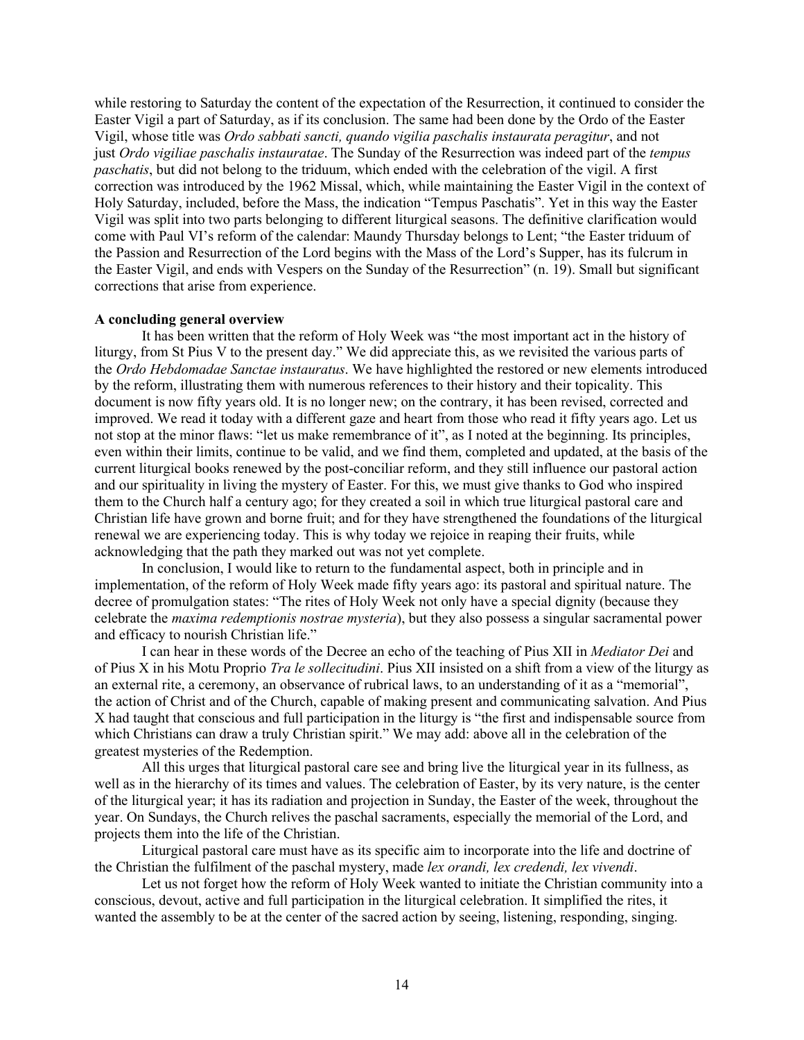while restoring to Saturday the content of the expectation of the Resurrection, it continued to consider the Easter Vigil a part of Saturday, as if its conclusion. The same had been done by the Ordo of the Easter Vigil, whose title was *Ordo sabbati sancti, quando vigilia paschalis instaurata peragitur*, and not just *Ordo vigiliae paschalis instauratae*. The Sunday of the Resurrection was indeed part of the *tempus paschatis*, but did not belong to the triduum, which ended with the celebration of the vigil. A first correction was introduced by the 1962 Missal, which, while maintaining the Easter Vigil in the context of Holy Saturday, included, before the Mass, the indication "Tempus Paschatis". Yet in this way the Easter Vigil was split into two parts belonging to different liturgical seasons. The definitive clarification would come with Paul VI's reform of the calendar: Maundy Thursday belongs to Lent; "the Easter triduum of the Passion and Resurrection of the Lord begins with the Mass of the Lord's Supper, has its fulcrum in the Easter Vigil, and ends with Vespers on the Sunday of the Resurrection" (n. 19). Small but significant corrections that arise from experience.

**A concluding general overview**

It has been written that the reform of Holy Week was "the most important act in the history of liturgy, from St Pius V to the present day." We did appreciate this, as we revisited the various parts of the *Ordo Hebdomadae Sanctae instauratus*. We have highlighted the restored or new elements introduced by the reform, illustrating them with numerous references to their history and their topicality. This document is now fifty years old. It is no longer new; on the contrary, it has been revised, corrected and improved. We read it today with a different gaze and heart from those who read it fifty years ago. Let us not stop at the minor flaws: "let us make remembrance of it", as I noted at the beginning. Its principles, even within their limits, continue to be valid, and we find them, completed and updated, at the basis of the current liturgical books renewed by the post-conciliar reform, and they still influence our pastoral action and our spirituality in living the mystery of Easter. For this, we must give thanks to God who inspired them to the Church half a century ago; for they created a soil in which true liturgical pastoral care and Christian life have grown and borne fruit; and for they have strengthened the foundations of the liturgical renewal we are experiencing today. This is why today we rejoice in reaping their fruits, while acknowledging that the path they marked out was not yet complete.

In conclusion, I would like to return to the fundamental aspect, both in principle and in implementation, of the reform of Holy Week made fifty years ago: its pastoral and spiritual nature. The decree of promulgation states: "The rites of Holy Week not only have a special dignity (because they celebrate the *maxima redemptionis nostrae mysteria*), but they also possess a singular sacramental power and efficacy to nourish Christian life."

I can hear in these words of the Decree an echo of the teaching of Pius XII in *Mediator Dei* and of Pius X in his Motu Proprio *Tra le sollecitudini*. Pius XII insisted on a shift from a view of the liturgy as an external rite, a ceremony, an observance of rubrical laws, to an understanding of it as a "memorial", the action of Christ and of the Church, capable of making present and communicating salvation. And Pius X had taught that conscious and full participation in the liturgy is "the first and indispensable source from which Christians can draw a truly Christian spirit." We may add: above all in the celebration of the greatest mysteries of the Redemption.

All this urges that liturgical pastoral care see and bring live the liturgical year in its fullness, as well as in the hierarchy of its times and values. The celebration of Easter, by its very nature, is the center of the liturgical year; it has its radiation and projection in Sunday, the Easter of the week, throughout the year. On Sundays, the Church relives the paschal sacraments, especially the memorial of the Lord, and projects them into the life of the Christian.

Liturgical pastoral care must have as its specific aim to incorporate into the life and doctrine of the Christian the fulfilment of the paschal mystery, made *lex orandi, lex credendi, lex vivendi*.

Let us not forget how the reform of Holy Week wanted to initiate the Christian community into a conscious, devout, active and full participation in the liturgical celebration. It simplified the rites, it wanted the assembly to be at the center of the sacred action by seeing, listening, responding, singing.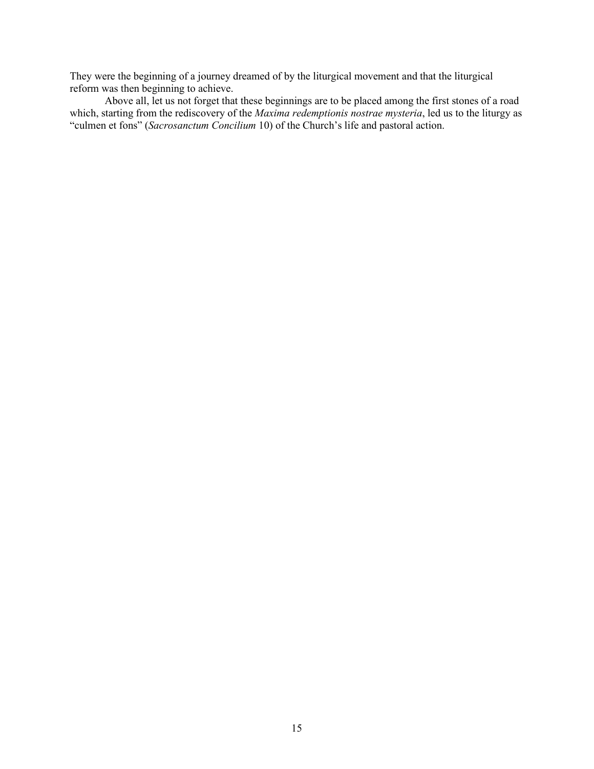They were the beginning of a journey dreamed of by the liturgical movement and that the liturgical reform was then beginning to achieve.

Above all, let us not forget that these beginnings are to be placed among the first stones of a road which, starting from the rediscovery of the *Maxima redemptionis nostrae mysteria*, led us to the liturgy as "culmen et fons" (*Sacrosanctum Concilium* 10) of the Church's life and pastoral action.